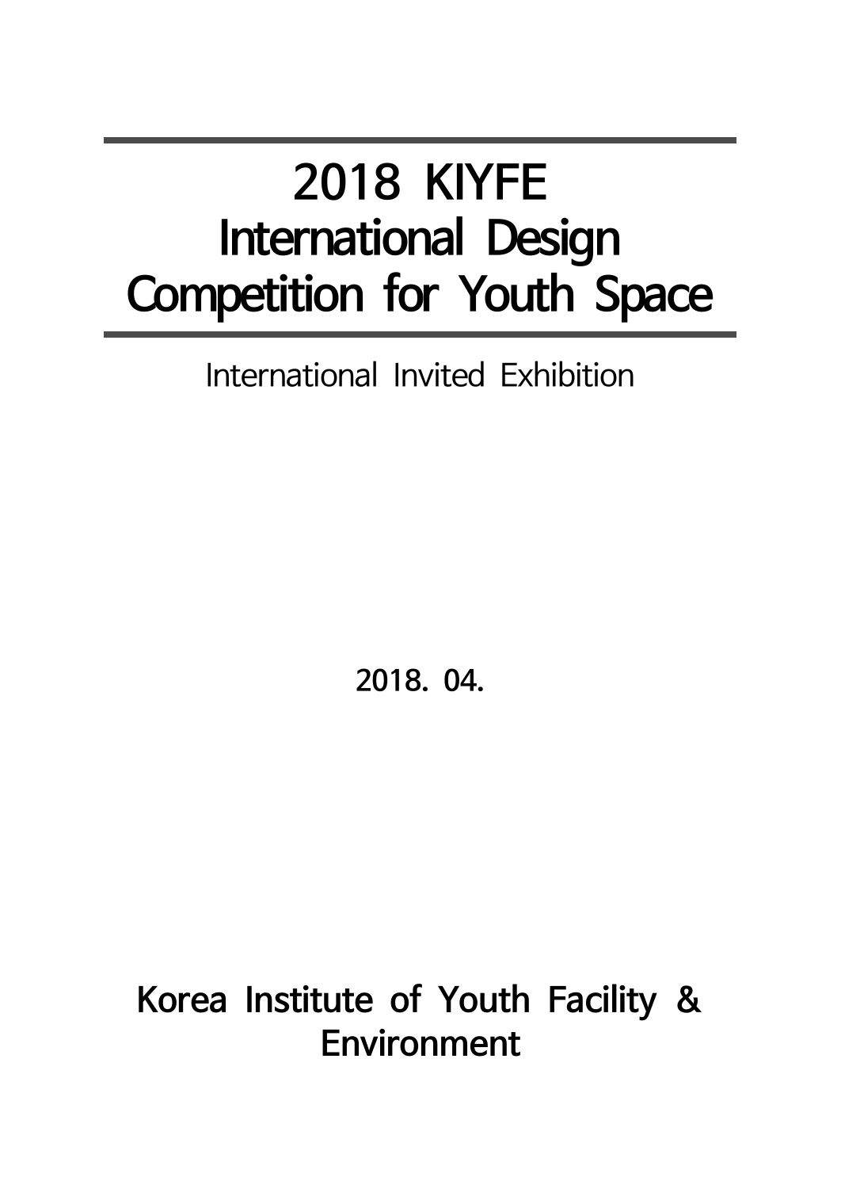# 2018 KIYFE International Design Competition for Youth Space

International Invited Exhibition

**2018. 04.**

**Korea Institute of Youth Facility & Environment**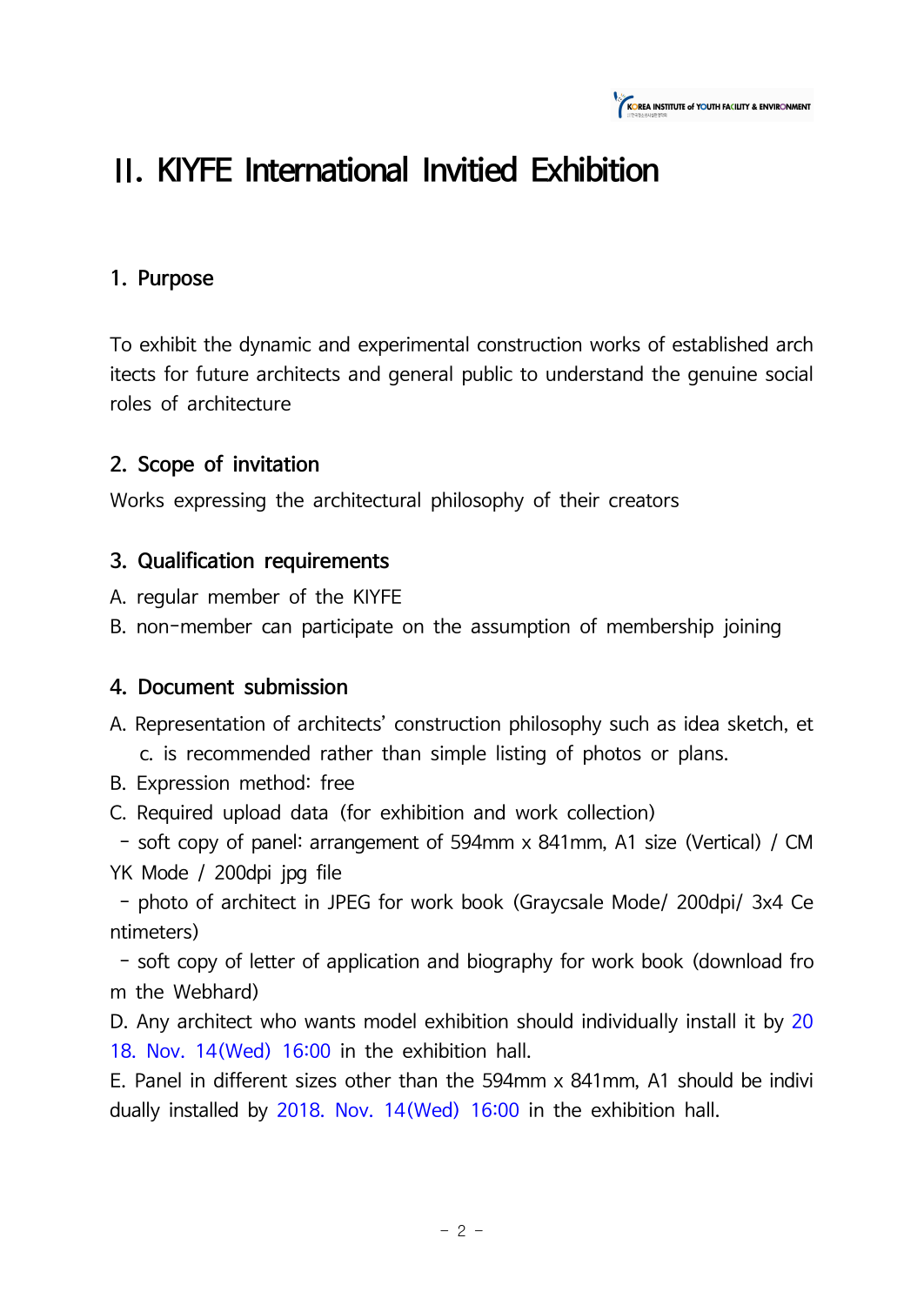# II. KIYFE International Invitied Exhibition

## 1. Purpose

To exhibit the dynamic and experimental construction works of established architects for future architects and general public to understand the genuine social roles of architecture

## 2. Scope of invitation

Works expressing the architectural philosophy of their creators

## 3. Qualification requirements

A. regular member of the KIYFE
B. non-member can participate on the assumption of membership joining

## 4. Document submission

A. Representation of architects' construction philosophy such as idea sketch, etc. is recommended rather than simple listing of photos or plans.
B. Expression method: free
C. Required upload data (for exhibition and work collection)
 - soft copy of panel: arrangement of 594mm x 841mm, A1 size (Vertical) / CMYK Mode / 200dpi jpg file
 - photo of architect in JPEG for work book (Graycsale Mode/ 200dpi/ 3x4 Centimeters)
 - soft copy of letter of application and biography for work book (download from the Webhard)
D. Any architect who wants model exhibition should individually install it by 2018. Nov. 14(Wed) 16:00 in the exhibition hall.
E. Panel in different sizes other than the 594mm x 841mm, A1 should be individually installed by 2018. Nov. 14(Wed) 16:00 in the exhibition hall.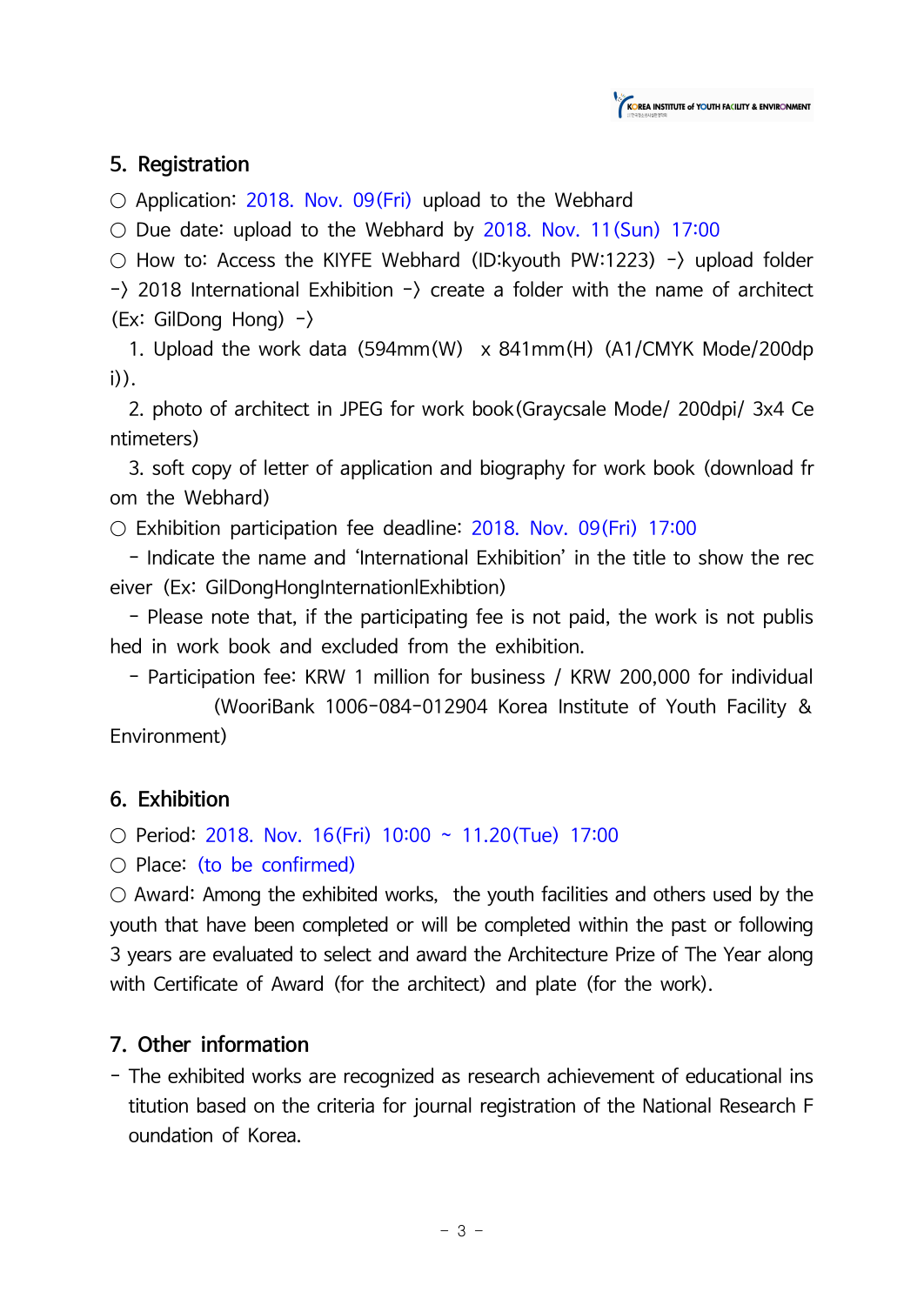## 5. Registration

○ Application: 2018. Nov. 09(Fri) upload to the Webhard

○ Due date: upload to the Webhard by 2018. Nov. 11(Sun) 17:00

○ How to: Access the KIYFE Webhard (ID:kyouth PW:1223) -〉 upload folder -〉 2018 International Exhibition -〉 create a folder with the name of architect (Ex: GilDong Hong) -〉

1. Upload the work data (594mm(W) x 841mm(H) (A1/CMYK Mode/200dpi)).
2. photo of architect in JPEG for work book(Graycsale Mode/ 200dpi/ 3x4 Centimeters)
3. soft copy of letter of application and biography for work book (download from the Webhard)

○ Exhibition participation fee deadline: 2018. Nov. 09(Fri) 17:00

- Indicate the name and 'International Exhibition' in the title to show the receiver (Ex: GilDongHongInternationlExhibtion)
- Please note that, if the participating fee is not paid, the work is not published in work book and excluded from the exhibition.
- Participation fee: KRW 1 million for business / KRW 200,000 for individual (WooriBank 1006-084-012904 Korea Institute of Youth Facility & Environment)

## 6. Exhibition

○ Period: 2018. Nov. 16(Fri) 10:00 ~ 11.20(Tue) 17:00

○ Place: (to be confirmed)

○ Award: Among the exhibited works, the youth facilities and others used by the youth that have been completed or will be completed within the past or following 3 years are evaluated to select and award the Architecture Prize of The Year along with Certificate of Award (for the architect) and plate (for the work).

## 7. Other information

- The exhibited works are recognized as research achievement of educational institution based on the criteria for journal registration of the National Research Foundation of Korea.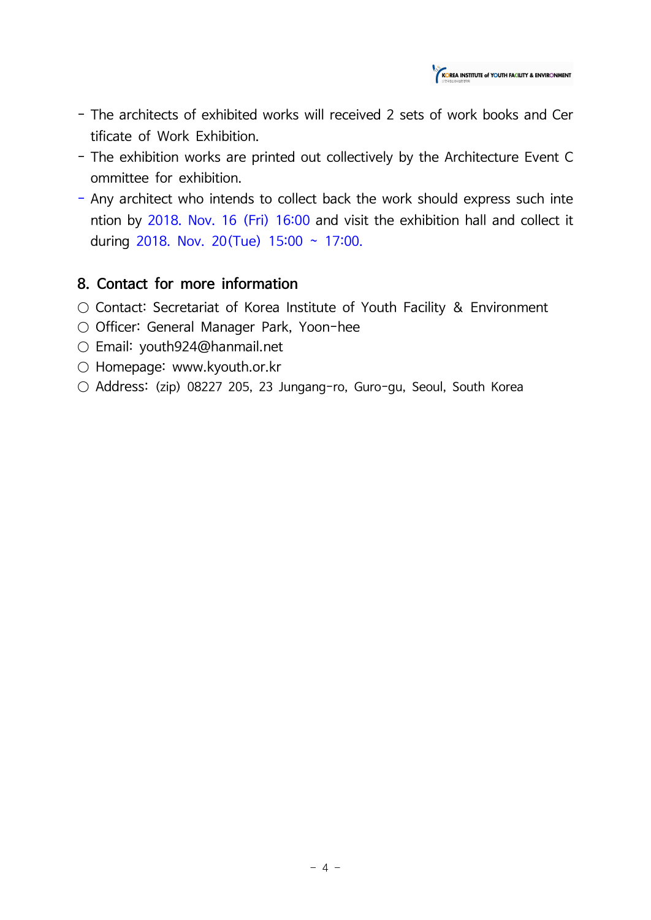- The architects of exhibited works will received 2 sets of work books and Certificate of Work Exhibition.
- The exhibition works are printed out collectively by the Architecture Event Committee for exhibition.
- Any architect who intends to collect back the work should express such intention by 2018. Nov. 16 (Fri) 16:00 and visit the exhibition hall and collect it during 2018. Nov. 20(Tue) 15:00 ~ 17:00.

## 8. Contact for more information

○ Contact: Secretariat of Korea Institute of Youth Facility & Environment

○ Officer: General Manager Park, Yoon-hee

○ Email: youth924@hanmail.net

○ Homepage: www.kyouth.or.kr

○ Address: (zip) 08227 205, 23 Jungang-ro, Guro-gu, Seoul, South Korea